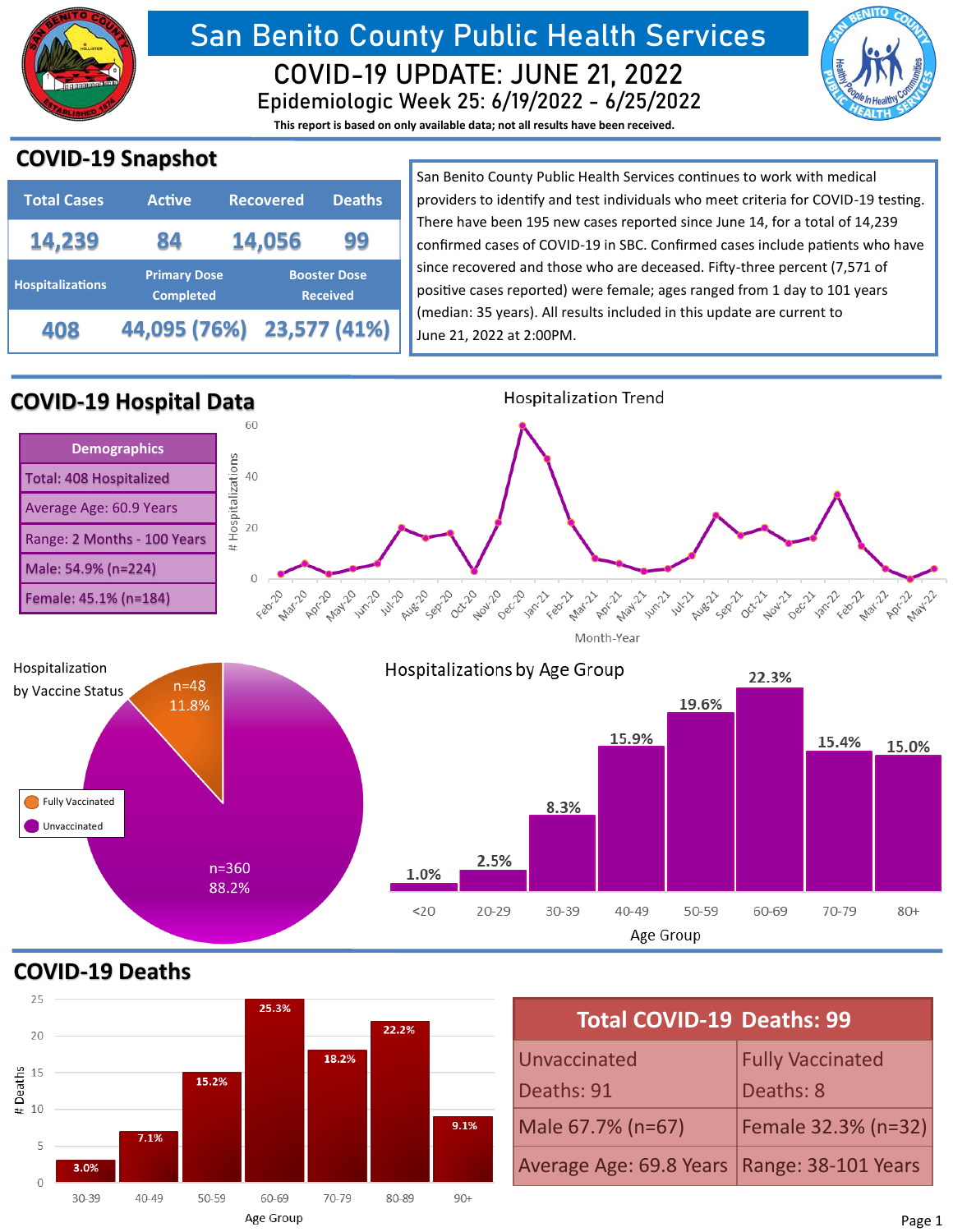# San Benito County Public Health Services

## COVID-19 UPDATE: JUNE 21, 2022

### Epidemiologic Week 25: 6/19/2022 - 6/25/2022

**This report is based on only available data; not all results have been received.**

## COVID-19 Snapshot

| Total Cases | Active | Recovered | Deaths |
|---|---|---|---|
| 14,239 | 84 | 14,056 | 99 |

| Hospitalizations | Primary Dose Completed | Booster Dose Received |
|---|---|---|
| 408 | 44,095 (76%) | 23,577 (41%) |

San Benito County Public Health Services continues to work with medical providers to identify and test individuals who meet criteria for COVID-19 testing. There have been 195 new cases reported since June 14, for a total of 14,239 confirmed cases of COVID-19 in SBC. Confirmed cases include patients who have since recovered and those who are deceased. Fifty-three percent (7,571 of positive cases reported) were female; ages ranged from 1 day to 101 years (median: 35 years). All results included in this update are current to June 21, 2022 at 2:00PM.

## COVID-19 Hospital Data

| Demographics |
|---|
| Total: 408 Hospitalized |
| Average Age: 60.9 Years |
| Range: 2 Months - 100 Years |
| Male: 54.9% (n=224) |
| Female: 45.1% (n=184) |

### Hospitalization Trend

| Month-Year | Feb-20 | Mar-20 | Apr-20 | May-20 | Jun-20 | Jul-20 | Aug-20 | Sep-20 | Oct-20 | Nov-20 | Dec-20 | Jan-21 | Feb-21 | Mar-21 | Apr-21 | May-21 | Jun-21 | Jul-21 | Aug-21 | Sep-21 | Oct-21 | Nov-21 | Dec-21 | Jan-22 | Feb-22 | Mar-22 | Apr-22 | May-22 |
|---|---|---|---|---|---|---|---|---|---|---|---|---|---|---|---|---|---|---|---|---|---|---|---|---|---|---|---|---|
| # Hospitalizations | 2 | 6 | 2 | 4 | 6 | 20 | 16 | 18 | 3 | 22 | 60 | 47 | 22 | 8 | 6 | 3 | 4 | 9 | 25 | 17 | 20 | 14 | 16 | 33 | 13 | 4 | 0 | 4 |

### Hospitalization by Vaccine Status

| Status | n | % |
|---|---|---|
| Fully Vaccinated | 48 | 11.8% |
| Unvaccinated | 360 | 88.2% |

### Hospitalizations by Age Group

| Age Group | <20 | 20-29 | 30-39 | 40-49 | 50-59 | 60-69 | 70-79 | 80+ |
|---|---|---|---|---|---|---|---|---|
| % | 1.0% | 2.5% | 8.3% | 15.9% | 19.6% | 22.3% | 15.4% | 15.0% |

## COVID-19 Deaths

| Age Group | 30-39 | 40-49 | 50-59 | 60-69 | 70-79 | 80-89 | 90+ |
|---|---|---|---|---|---|---|---|
| % | 3.0% | 7.1% | 15.2% | 25.3% | 18.2% | 22.2% | 9.1% |

| Total COVID-19 Deaths: 99 | |
|---|---|
| Unvaccinated Deaths: 91 | Fully Vaccinated Deaths: 8 |
| Male 67.7% (n=67) | Female 32.3% (n=32) |
| Average Age: 69.8 Years | Range: 38-101 Years |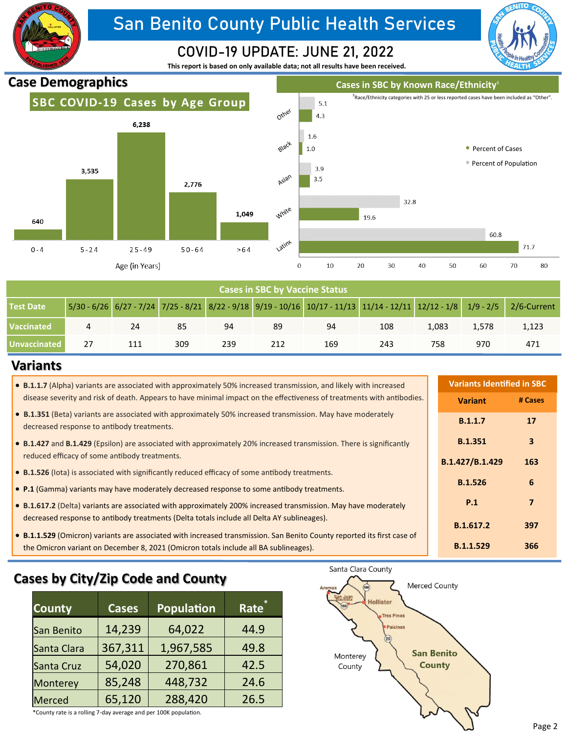# San Benito County Public Health Services

## COVID-19 UPDATE: JUNE 21, 2022

**This report is based on only available data; not all results have been received.**

## Case Demographics

### SBC COVID-19 Cases by Age Group

640
3,535
6,238
2,776
1,049

0-4
5-24
25-49
50-64
>64

Age (in Years)

### Cases in SBC by Known Race/Ethnicity[+]

[+]Race/Ethnicity categories with 25 or less reported cases have been included as "Other".

Other 5.1 4.3
Black 1.6 1.0
Asian 3.9 3.5
White 32.8 19.6
Latinx 60.8 71.7

Percent of Cases
Percent of Population

0 10 20 30 40 50 60 70 80

### Cases in SBC by Vaccine Status

| Test Date | 5/30 - 6/26 | 6/27 - 7/24 | 7/25 - 8/21 | 8/22 - 9/18 | 9/19 - 10/16 | 10/17 - 11/13 | 11/14 - 12/11 | 12/12 - 1/8 | 1/9 - 2/5 | 2/6-Current |
|---|---|---|---|---|---|---|---|---|---|---|
| Vaccinated | 4 | 24 | 85 | 94 | 89 | 94 | 108 | 1,083 | 1,578 | 1,123 |
| Unvaccinated | 27 | 111 | 309 | 239 | 212 | 169 | 243 | 758 | 970 | 471 |

## Variants

- **B.1.1.7** (Alpha) variants are associated with approximately 50% increased transmission, and likely with increased disease severity and risk of death. Appears to have minimal impact on the effectiveness of treatments with antibodies.
- **B.1.351** (Beta) variants are associated with approximately 50% increased transmission. May have moderately decreased response to antibody treatments.
- **B.1.427** and **B.1.429** (Epsilon) are associated with approximately 20% increased transmission. There is significantly reduced efficacy of some antibody treatments.
- **B.1.526** (Iota) is associated with significantly reduced efficacy of some antibody treatments.
- **P.1** (Gamma) variants may have moderately decreased response to some antibody treatments.
- **B.1.617.2** (Delta) variants are associated with approximately 200% increased transmission. May have moderately decreased response to antibody treatments (Delta totals include all Delta AY sublineages).
- **B.1.1.529** (Omicron) variants are associated with increased transmission. San Benito County reported its first case of the Omicron variant on December 8, 2021 (Omicron totals include all BA sublineages).

### Variants Identified in SBC

| Variant | # Cases |
|---|---|
| B.1.1.7 | 17 |
| B.1.351 | 3 |
| B.1.427/B.1.429 | 163 |
| B.1.526 | 6 |
| P.1 | 7 |
| B.1.617.2 | 397 |
| B.1.1.529 | 366 |

## Cases by City/Zip Code and County

| County | Cases | Population | Rate* |
|---|---|---|---|
| San Benito | 14,239 | 64,022 | 44.9 |
| Santa Clara | 367,311 | 1,967,585 | 49.8 |
| Santa Cruz | 54,020 | 270,861 | 42.5 |
| Monterey | 85,248 | 448,732 | 24.6 |
| Merced | 65,120 | 288,420 | 26.5 |

*County rate is a rolling 7-day average and per 100K population.

Santa Clara County
Merced County
Monterey County
San Benito County
Aromas
San Juan Bautista
Hollister
Tres Pinos
Paicines
156
25